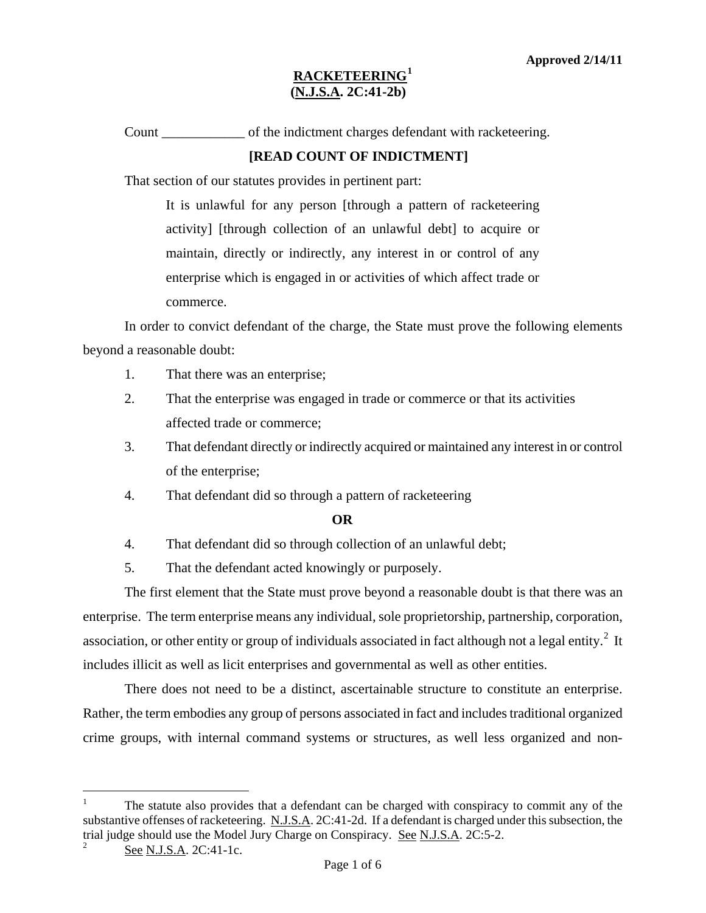Approved 2/14/11

# RACKETEERING[1] (N.J.S.A. 2C:41-2b)

Count ____________ of the indictment charges defendant with racketeering.

**[READ COUNT OF INDICTMENT]**

That section of our statutes provides in pertinent part:

> It is unlawful for any person [through a pattern of racketeering activity] [through collection of an unlawful debt] to acquire or maintain, directly or indirectly, any interest in or control of any enterprise which is engaged in or activities of which affect trade or commerce.

In order to convict defendant of the charge, the State must prove the following elements beyond a reasonable doubt:

1. That there was an enterprise;
2. That the enterprise was engaged in trade or commerce or that its activities affected trade or commerce;
3. That defendant directly or indirectly acquired or maintained any interest in or control of the enterprise;
4. That defendant did so through a pattern of racketeering

**OR**

4. That defendant did so through collection of an unlawful debt;
5. That the defendant acted knowingly or purposely.

The first element that the State must prove beyond a reasonable doubt is that there was an enterprise. The term enterprise means any individual, sole proprietorship, partnership, corporation, association, or other entity or group of individuals associated in fact although not a legal entity.[2] It includes illicit as well as licit enterprises and governmental as well as other entities.

There does not need to be a distinct, ascertainable structure to constitute an enterprise. Rather, the term embodies any group of persons associated in fact and includes traditional organized crime groups, with internal command systems or structures, as well less organized and non-

---

[1] The statute also provides that a defendant can be charged with conspiracy to commit any of the substantive offenses of racketeering. N.J.S.A. 2C:41-2d. If a defendant is charged under this subsection, the trial judge should use the Model Jury Charge on Conspiracy. See N.J.S.A. 2C:5-2.

[2] See N.J.S.A. 2C:41-1c.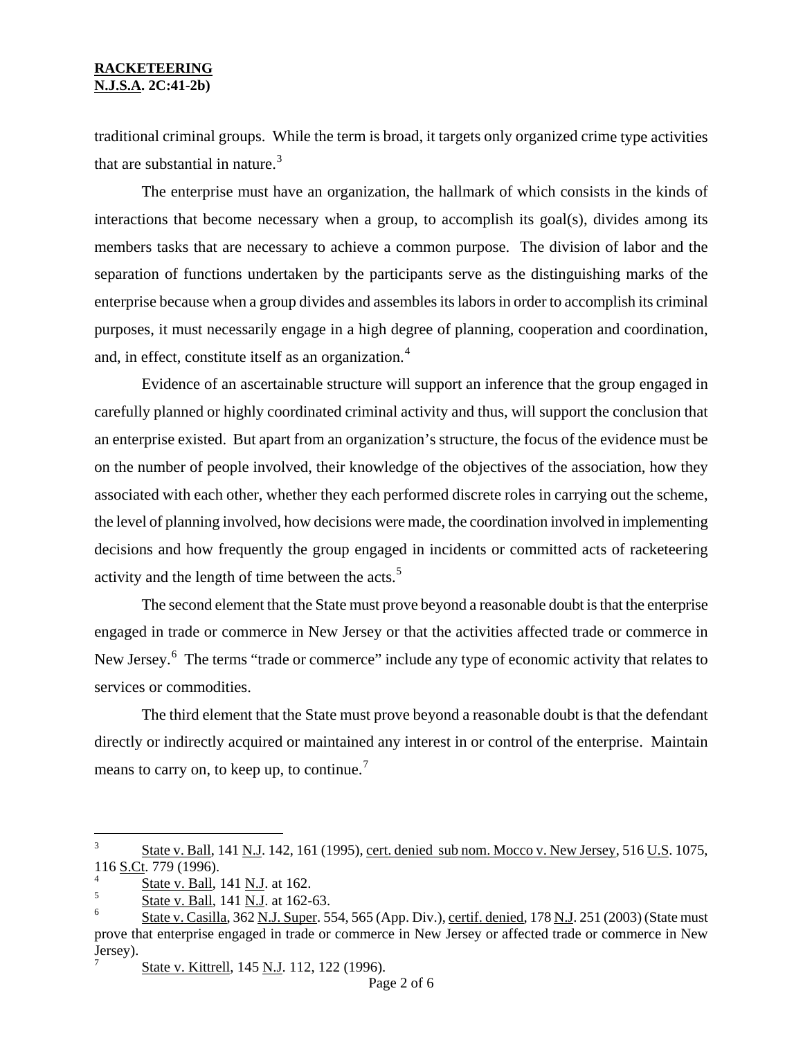traditional criminal groups. While the term is broad, it targets only organized crime type activities that are substantial in nature.[3]

The enterprise must have an organization, the hallmark of which consists in the kinds of interactions that become necessary when a group, to accomplish its goal(s), divides among its members tasks that are necessary to achieve a common purpose. The division of labor and the separation of functions undertaken by the participants serve as the distinguishing marks of the enterprise because when a group divides and assembles its labors in order to accomplish its criminal purposes, it must necessarily engage in a high degree of planning, cooperation and coordination, and, in effect, constitute itself as an organization.[4]

Evidence of an ascertainable structure will support an inference that the group engaged in carefully planned or highly coordinated criminal activity and thus, will support the conclusion that an enterprise existed. But apart from an organization's structure, the focus of the evidence must be on the number of people involved, their knowledge of the objectives of the association, how they associated with each other, whether they each performed discrete roles in carrying out the scheme, the level of planning involved, how decisions were made, the coordination involved in implementing decisions and how frequently the group engaged in incidents or committed acts of racketeering activity and the length of time between the acts.[5]

The second element that the State must prove beyond a reasonable doubt is that the enterprise engaged in trade or commerce in New Jersey or that the activities affected trade or commerce in New Jersey.[6] The terms "trade or commerce" include any type of economic activity that relates to services or commodities.

The third element that the State must prove beyond a reasonable doubt is that the defendant directly or indirectly acquired or maintained any interest in or control of the enterprise. Maintain means to carry on, to keep up, to continue.[7]

---

[3] State v. Ball, 141 N.J. 142, 161 (1995), cert. denied sub nom. Mocco v. New Jersey, 516 U.S. 1075, 116 S.Ct. 779 (1996).

[4] State v. Ball, 141 N.J. at 162.

[5] State v. Ball, 141 N.J. at 162-63.

[6] State v. Casilla, 362 N.J. Super. 554, 565 (App. Div.), certif. denied, 178 N.J. 251 (2003) (State must prove that enterprise engaged in trade or commerce in New Jersey or affected trade or commerce in New Jersey).

[7] State v. Kittrell, 145 N.J. 112, 122 (1996).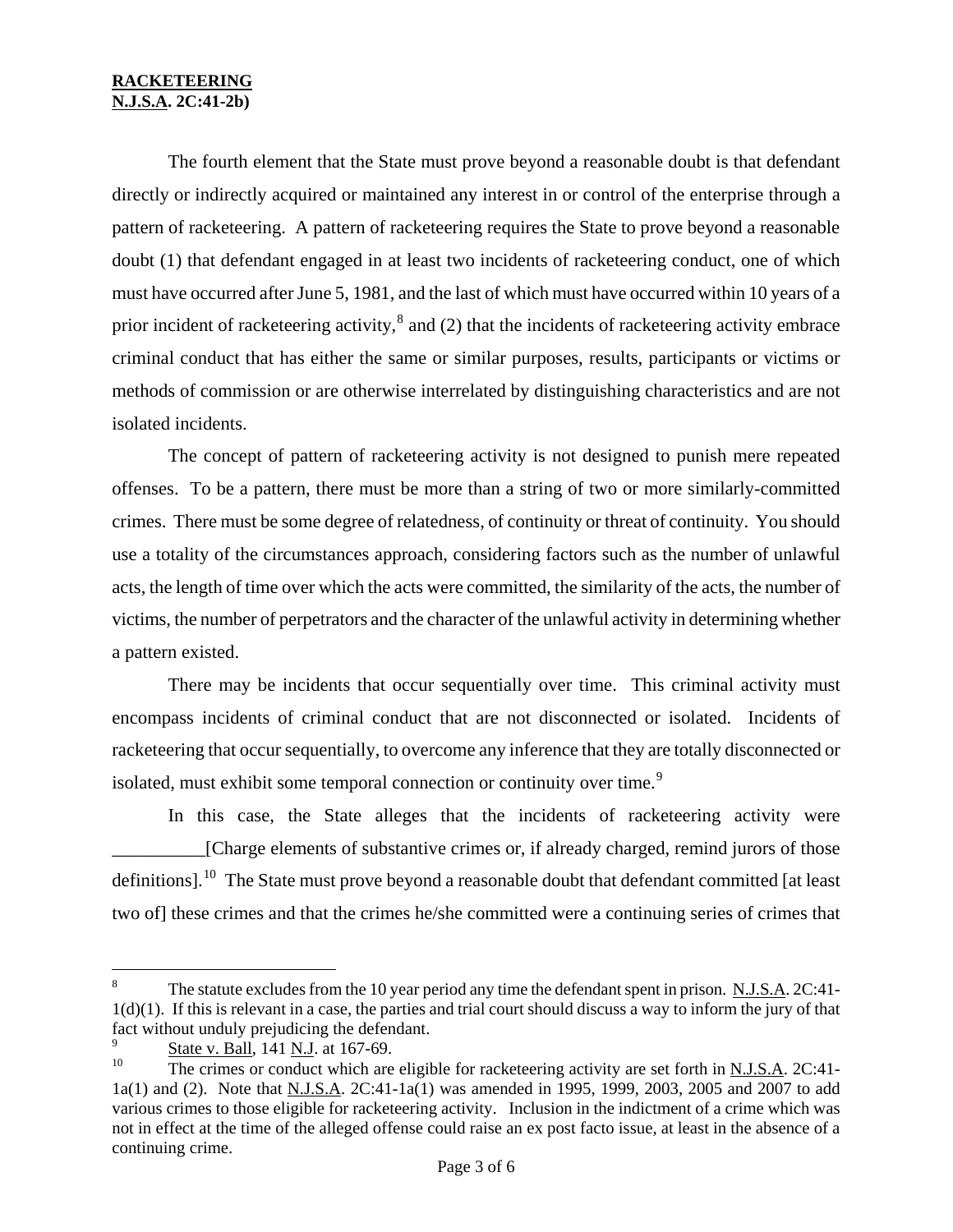**RACKETEERING**
**N.J.S.A. 2C:41-2b)**

The fourth element that the State must prove beyond a reasonable doubt is that defendant directly or indirectly acquired or maintained any interest in or control of the enterprise through a pattern of racketeering. A pattern of racketeering requires the State to prove beyond a reasonable doubt (1) that defendant engaged in at least two incidents of racketeering conduct, one of which must have occurred after June 5, 1981, and the last of which must have occurred within 10 years of a prior incident of racketeering activity,[8] and (2) that the incidents of racketeering activity embrace criminal conduct that has either the same or similar purposes, results, participants or victims or methods of commission or are otherwise interrelated by distinguishing characteristics and are not isolated incidents.

The concept of pattern of racketeering activity is not designed to punish mere repeated offenses. To be a pattern, there must be more than a string of two or more similarly-committed crimes. There must be some degree of relatedness, of continuity or threat of continuity. You should use a totality of the circumstances approach, considering factors such as the number of unlawful acts, the length of time over which the acts were committed, the similarity of the acts, the number of victims, the number of perpetrators and the character of the unlawful activity in determining whether a pattern existed.

There may be incidents that occur sequentially over time. This criminal activity must encompass incidents of criminal conduct that are not disconnected or isolated. Incidents of racketeering that occur sequentially, to overcome any inference that they are totally disconnected or isolated, must exhibit some temporal connection or continuity over time.[9]

In this case, the State alleges that the incidents of racketeering activity were __________[Charge elements of substantive crimes or, if already charged, remind jurors of those definitions].[10] The State must prove beyond a reasonable doubt that defendant committed [at least two of] these crimes and that the crimes he/she committed were a continuing series of crimes that

---

[8] The statute excludes from the 10 year period any time the defendant spent in prison. N.J.S.A. 2C:41-1(d)(1). If this is relevant in a case, the parties and trial court should discuss a way to inform the jury of that fact without unduly prejudicing the defendant.

[9] State v. Ball, 141 N.J. at 167-69.

[10] The crimes or conduct which are eligible for racketeering activity are set forth in N.J.S.A. 2C:41-1a(1) and (2). Note that N.J.S.A. 2C:41-1a(1) was amended in 1995, 1999, 2003, 2005 and 2007 to add various crimes to those eligible for racketeering activity. Inclusion in the indictment of a crime which was not in effect at the time of the alleged offense could raise an ex post facto issue, at least in the absence of a continuing crime.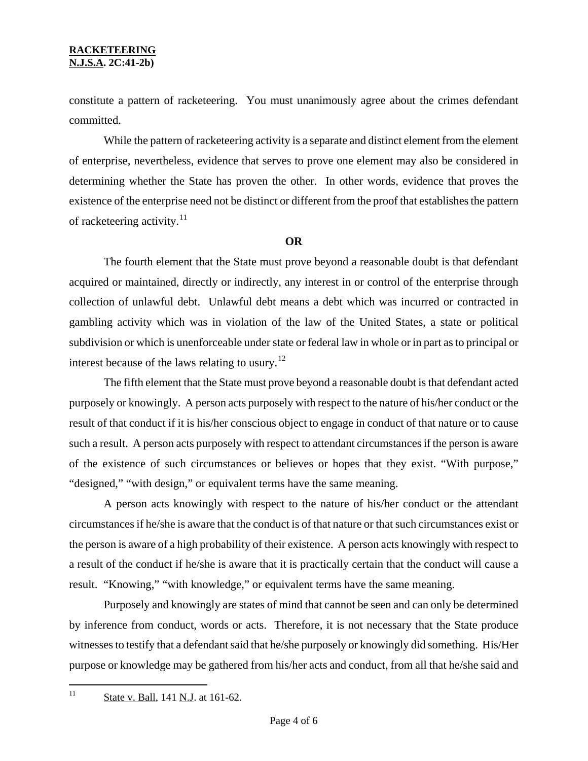constitute a pattern of racketeering. You must unanimously agree about the crimes defendant committed.

While the pattern of racketeering activity is a separate and distinct element from the element of enterprise, nevertheless, evidence that serves to prove one element may also be considered in determining whether the State has proven the other. In other words, evidence that proves the existence of the enterprise need not be distinct or different from the proof that establishes the pattern of racketeering activity.[11]

**OR**

The fourth element that the State must prove beyond a reasonable doubt is that defendant acquired or maintained, directly or indirectly, any interest in or control of the enterprise through collection of unlawful debt. Unlawful debt means a debt which was incurred or contracted in gambling activity which was in violation of the law of the United States, a state or political subdivision or which is unenforceable under state or federal law in whole or in part as to principal or interest because of the laws relating to usury.[12]

The fifth element that the State must prove beyond a reasonable doubt is that defendant acted purposely or knowingly. A person acts purposely with respect to the nature of his/her conduct or the result of that conduct if it is his/her conscious object to engage in conduct of that nature or to cause such a result. A person acts purposely with respect to attendant circumstances if the person is aware of the existence of such circumstances or believes or hopes that they exist. "With purpose," "designed," "with design," or equivalent terms have the same meaning.

A person acts knowingly with respect to the nature of his/her conduct or the attendant circumstances if he/she is aware that the conduct is of that nature or that such circumstances exist or the person is aware of a high probability of their existence. A person acts knowingly with respect to a result of the conduct if he/she is aware that it is practically certain that the conduct will cause a result. "Knowing," "with knowledge," or equivalent terms have the same meaning.

Purposely and knowingly are states of mind that cannot be seen and can only be determined by inference from conduct, words or acts. Therefore, it is not necessary that the State produce witnesses to testify that a defendant said that he/she purposely or knowingly did something. His/Her purpose or knowledge may be gathered from his/her acts and conduct, from all that he/she said and

---

[11] State v. Ball, 141 N.J. at 161-62.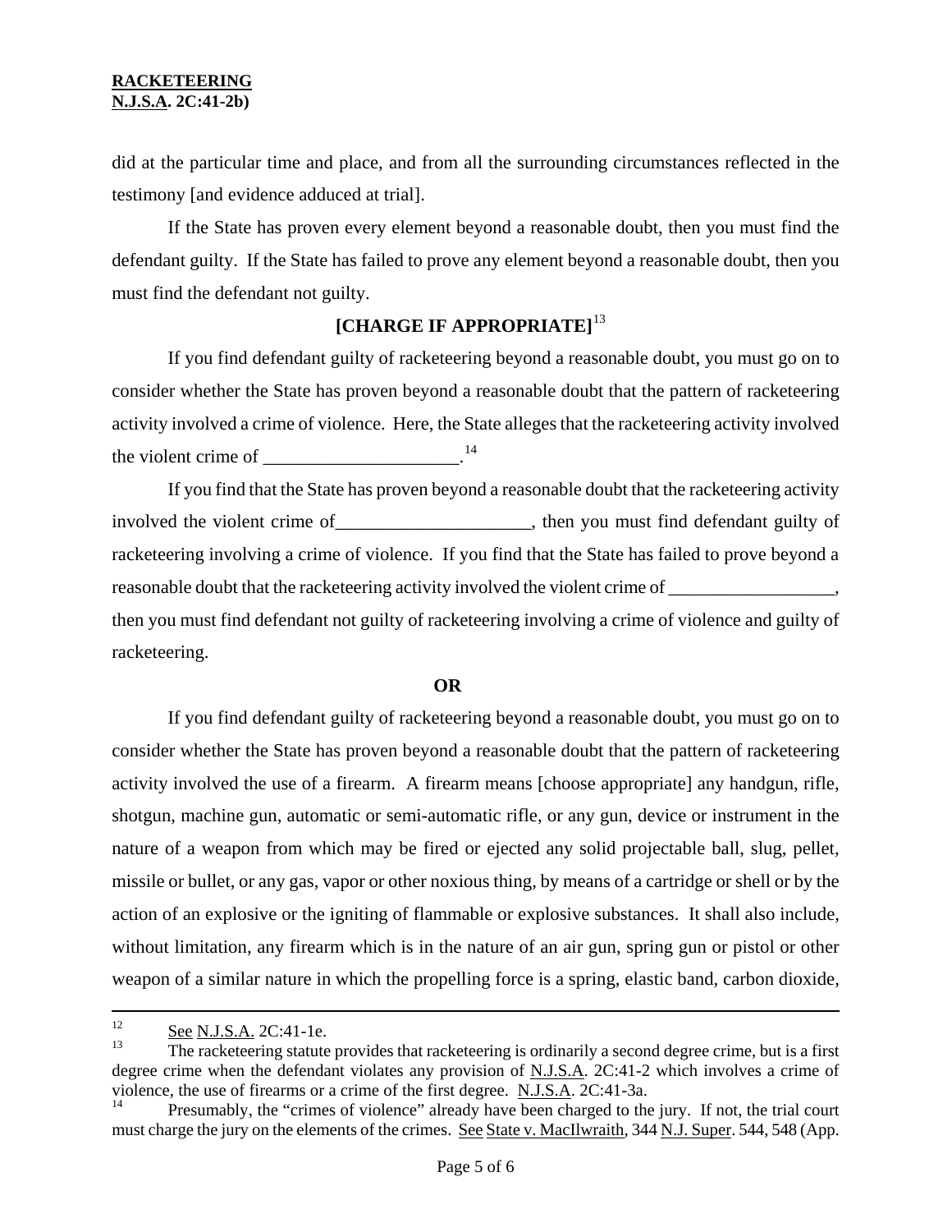did at the particular time and place, and from all the surrounding circumstances reflected in the testimony [and evidence adduced at trial].

If the State has proven every element beyond a reasonable doubt, then you must find the defendant guilty. If the State has failed to prove any element beyond a reasonable doubt, then you must find the defendant not guilty.

**[CHARGE IF APPROPRIATE]**[13]

If you find defendant guilty of racketeering beyond a reasonable doubt, you must go on to consider whether the State has proven beyond a reasonable doubt that the pattern of racketeering activity involved a crime of violence. Here, the State alleges that the racketeering activity involved the violent crime of _____________________.[14]

If you find that the State has proven beyond a reasonable doubt that the racketeering activity involved the violent crime of_____________________, then you must find defendant guilty of racketeering involving a crime of violence. If you find that the State has failed to prove beyond a reasonable doubt that the racketeering activity involved the violent crime of __________________, then you must find defendant not guilty of racketeering involving a crime of violence and guilty of racketeering.

**OR**

If you find defendant guilty of racketeering beyond a reasonable doubt, you must go on to consider whether the State has proven beyond a reasonable doubt that the pattern of racketeering activity involved the use of a firearm. A firearm means [choose appropriate] any handgun, rifle, shotgun, machine gun, automatic or semi-automatic rifle, or any gun, device or instrument in the nature of a weapon from which may be fired or ejected any solid projectable ball, slug, pellet, missile or bullet, or any gas, vapor or other noxious thing, by means of a cartridge or shell or by the action of an explosive or the igniting of flammable or explosive substances. It shall also include, without limitation, any firearm which is in the nature of an air gun, spring gun or pistol or other weapon of a similar nature in which the propelling force is a spring, elastic band, carbon dioxide,

---

[12] See N.J.S.A. 2C:41-1e.

[13] The racketeering statute provides that racketeering is ordinarily a second degree crime, but is a first degree crime when the defendant violates any provision of N.J.S.A. 2C:41-2 which involves a crime of violence, the use of firearms or a crime of the first degree. N.J.S.A. 2C:41-3a.

[14] Presumably, the "crimes of violence" already have been charged to the jury. If not, the trial court must charge the jury on the elements of the crimes. See State v. MacIlwraith, 344 N.J. Super. 544, 548 (App.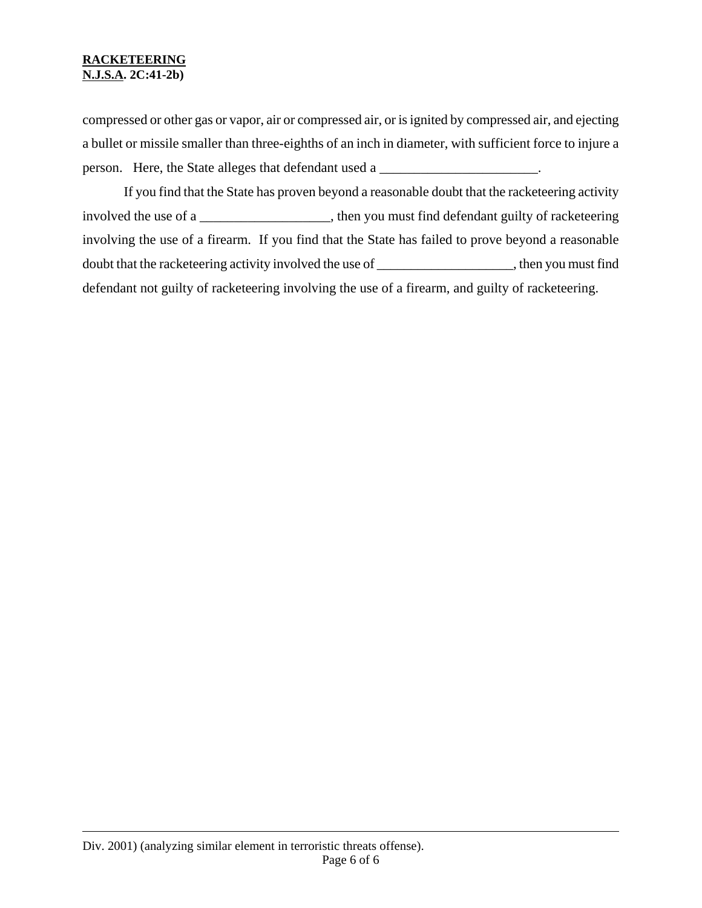compressed or other gas or vapor, air or compressed air, or is ignited by compressed air, and ejecting a bullet or missile smaller than three-eighths of an inch in diameter, with sufficient force to injure a person. Here, the State alleges that defendant used a _______________________.

If you find that the State has proven beyond a reasonable doubt that the racketeering activity involved the use of a ___________________, then you must find defendant guilty of racketeering involving the use of a firearm. If you find that the State has failed to prove beyond a reasonable doubt that the racketeering activity involved the use of ____________________, then you must find defendant not guilty of racketeering involving the use of a firearm, and guilty of racketeering.

---

Div. 2001) (analyzing similar element in terroristic threats offense).